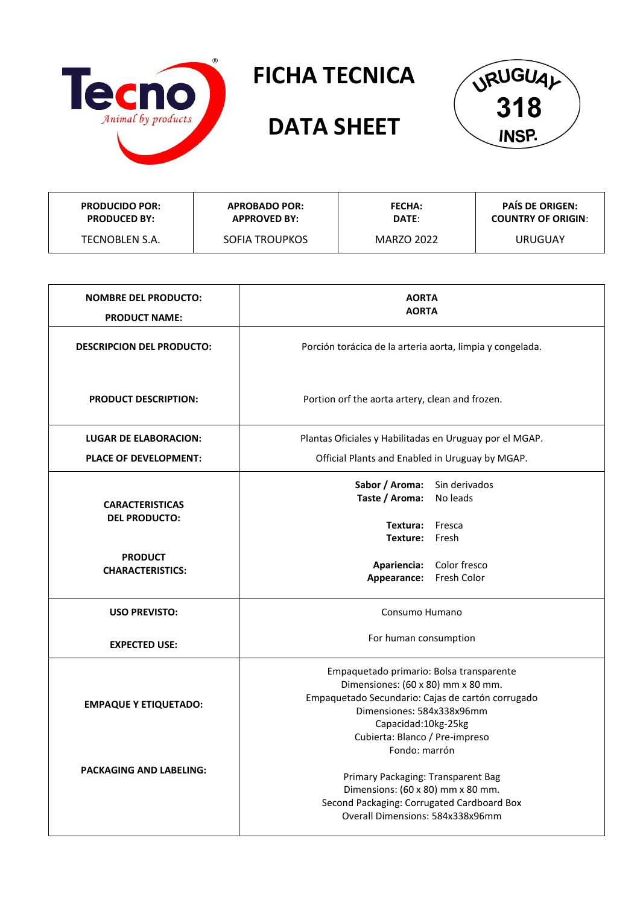Tecno
*Animal by products*

# FICHA TECNICA

# DATA SHEET

URUGUAY
318
INSP.

| PRODUCIDO POR: PRODUCED BY: | APROBADO POR: APPROVED BY: | FECHA: DATE: | PAÍS DE ORIGEN: COUNTRY OF ORIGIN: |
|---|---|---|---|
| TECNOBLEN S.A. | SOFIA TROUPKOS | MARZO 2022 | URUGUAY |

| | |
|---|---|
| **NOMBRE DEL PRODUCTO:** <br> **PRODUCT NAME:** | **AORTA** <br> **AORTA** |
| **DESCRIPCION DEL PRODUCTO:** <br> **PRODUCT DESCRIPTION:** | Porción torácica de la arteria aorta, limpia y congelada. <br> Portion orf the aorta artery, clean and frozen. |
| **LUGAR DE ELABORACION:** <br> **PLACE OF DEVELOPMENT:** | Plantas Oficiales y Habilitadas en Uruguay por el MGAP. <br> Official Plants and Enabled in Uruguay by MGAP. |
| **CARACTERISTICAS DEL PRODUCTO:** <br> **PRODUCT CHARACTERISTICS:** | **Sabor / Aroma:** Sin derivados <br> **Taste / Aroma:** No leads <br> **Textura:** Fresca <br> **Texture:** Fresh <br> **Apariencia:** Color fresco <br> **Appearance:** Fresh Color |
| **USO PREVISTO:** <br> **EXPECTED USE:** | Consumo Humano <br> For human consumption |
| **EMPAQUE Y ETIQUETADO:** <br> **PACKAGING AND LABELING:** | Empaquetado primario: Bolsa transparente <br> Dimensiones: (60 x 80) mm x 80 mm. <br> Empaquetado Secundario: Cajas de cartón corrugado <br> Dimensiones: 584x338x96mm <br> Capacidad:10kg-25kg <br> Cubierta: Blanco / Pre-impreso <br> Fondo: marrón <br><br> Primary Packaging: Transparent Bag <br> Dimensions: (60 x 80) mm x 80 mm. <br> Second Packaging: Corrugated Cardboard Box <br> Overall Dimensions: 584x338x96mm |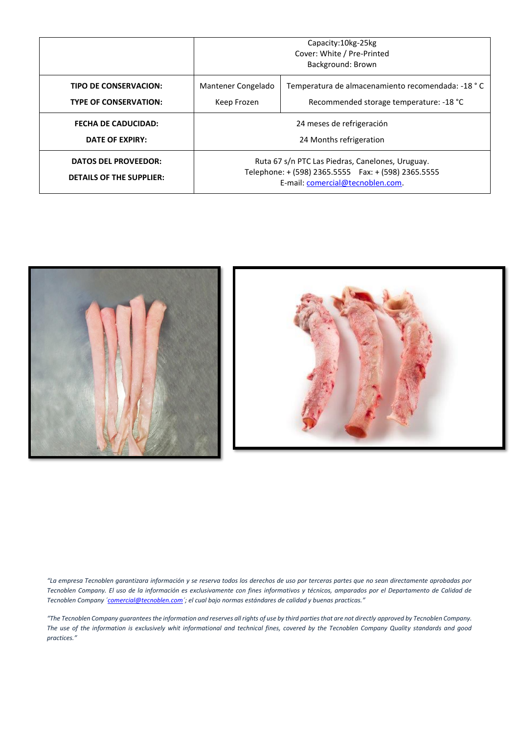| | | |
|---|---|---|
| | Capacity:10kg-25kg<br>Cover: White / Pre-Printed<br>Background: Brown | |
| **TIPO DE CONSERVACION:**<br>**TYPE OF CONSERVATION:** | Mantener Congelado<br>Keep Frozen | Temperatura de almacenamiento recomendada: -18 ° C<br>Recommended storage temperature: -18 °C |
| **FECHA DE CADUCIDAD:**<br>**DATE OF EXPIRY:** | 24 meses de refrigeración<br>24 Months refrigeration | |
| **DATOS DEL PROVEEDOR:**<br>**DETAILS OF THE SUPPLIER:** | Ruta 67 s/n PTC Las Piedras, Canelones, Uruguay.<br>Telephone: + (598) 2365.5555 Fax: + (598) 2365.5555<br>E-mail: comercial@tecnoblen.com. | |

*"La empresa Tecnoblen garantizara información y se reserva todos los derechos de uso por terceras partes que no sean directamente aprobadas por Tecnoblen Company. El uso de la información es exclusivamente con fines informativos y técnicos, amparados por el Departamento de Calidad de Tecnoblen Company ´comercial@tecnoblen.com´; el cual bajo normas estándares de calidad y buenas practicas."*

*"The Tecnoblen Company guarantees the information and reserves all rights of use by third parties that are not directly approved by Tecnoblen Company. The use of the information is exclusively whit informational and technical fines, covered by the Tecnoblen Company Quality standards and good practices."*